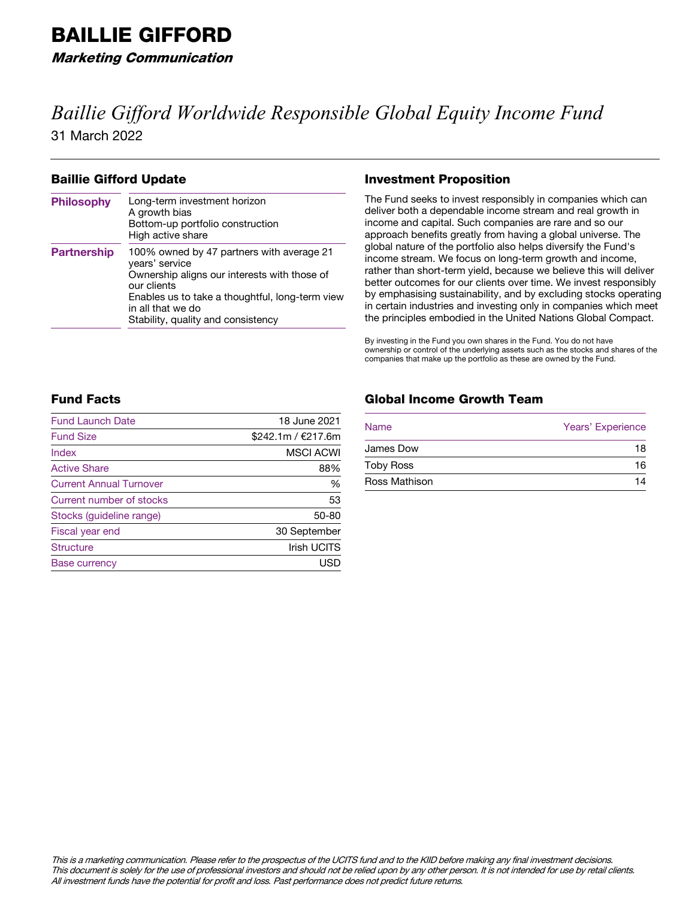# BAILLIE GIFFORD

***Marketing Communication***

## *Baillie Gifford Worldwide Responsible Global Equity Income Fund*

31 March 2022

### Baillie Gifford Update

| | |
|---|---|
| **Philosophy** | Long-term investment horizon<br>A growth bias<br>Bottom-up portfolio construction<br>High active share |
| **Partnership** | 100% owned by 47 partners with average 21 years' service<br>Ownership aligns our interests with those of our clients<br>Enables us to take a thoughtful, long-term view in all that we do<br>Stability, quality and consistency |

### Investment Proposition

The Fund seeks to invest responsibly in companies which can deliver both a dependable income stream and real growth in income and capital. Such companies are rare and so our approach benefits greatly from having a global universe. The global nature of the portfolio also helps diversify the Fund's income stream. We focus on long-term growth and income, rather than short-term yield, because we believe this will deliver better outcomes for our clients over time. We invest responsibly by emphasising sustainability, and by excluding stocks operating in certain industries and investing only in companies which meet the principles embodied in the United Nations Global Compact.

By investing in the Fund you own shares in the Fund. You do not have ownership or control of the underlying assets such as the stocks and shares of the companies that make up the portfolio as these are owned by the Fund.

### Fund Facts

| | |
|---|---|
| Fund Launch Date | 18 June 2021 |
| Fund Size | $242.1m / €217.6m |
| Index | MSCI ACWI |
| Active Share | 88% |
| Current Annual Turnover | % |
| Current number of stocks | 53 |
| Stocks (guideline range) | 50-80 |
| Fiscal year end | 30 September |
| Structure | Irish UCITS |
| Base currency | USD |

### Global Income Growth Team

| Name | Years' Experience |
|---|---|
| James Dow | 18 |
| Toby Ross | 16 |
| Ross Mathison | 14 |

*This is a marketing communication. Please refer to the prospectus of the UCITS fund and to the KIID before making any final investment decisions. This document is solely for the use of professional investors and should not be relied upon by any other person. It is not intended for use by retail clients. All investment funds have the potential for profit and loss. Past performance does not predict future returns.*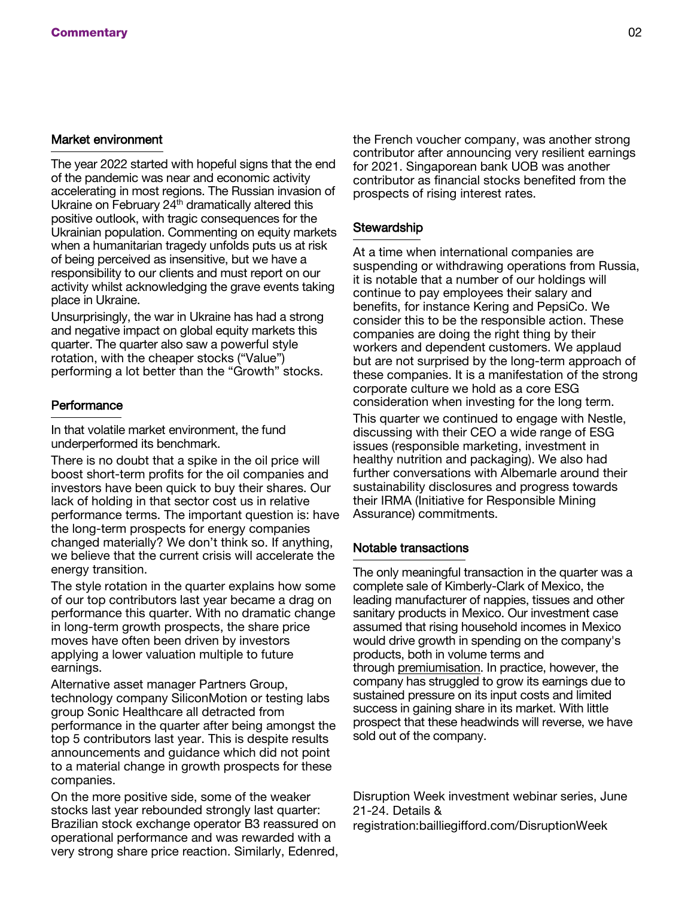## Commentary

### Market environment

The year 2022 started with hopeful signs that the end of the pandemic was near and economic activity accelerating in most regions. The Russian invasion of Ukraine on February 24th dramatically altered this positive outlook, with tragic consequences for the Ukrainian population. Commenting on equity markets when a humanitarian tragedy unfolds puts us at risk of being perceived as insensitive, but we have a responsibility to our clients and must report on our activity whilst acknowledging the grave events taking place in Ukraine.

Unsurprisingly, the war in Ukraine has had a strong and negative impact on global equity markets this quarter. The quarter also saw a powerful style rotation, with the cheaper stocks ("Value") performing a lot better than the "Growth" stocks.

### Performance

In that volatile market environment, the fund underperformed its benchmark.

There is no doubt that a spike in the oil price will boost short-term profits for the oil companies and investors have been quick to buy their shares. Our lack of holding in that sector cost us in relative performance terms. The important question is: have the long-term prospects for energy companies changed materially? We don't think so. If anything, we believe that the current crisis will accelerate the energy transition.

The style rotation in the quarter explains how some of our top contributors last year became a drag on performance this quarter. With no dramatic change in long-term growth prospects, the share price moves have often been driven by investors applying a lower valuation multiple to future earnings.

Alternative asset manager Partners Group, technology company SiliconMotion or testing labs group Sonic Healthcare all detracted from performance in the quarter after being amongst the top 5 contributors last year. This is despite results announcements and guidance which did not point to a material change in growth prospects for these companies.

On the more positive side, some of the weaker stocks last year rebounded strongly last quarter: Brazilian stock exchange operator B3 reassured on operational performance and was rewarded with a very strong share price reaction. Similarly, Edenred, the French voucher company, was another strong contributor after announcing very resilient earnings for 2021. Singaporean bank UOB was another contributor as financial stocks benefited from the prospects of rising interest rates.

### Stewardship

At a time when international companies are suspending or withdrawing operations from Russia, it is notable that a number of our holdings will continue to pay employees their salary and benefits, for instance Kering and PepsiCo. We consider this to be the responsible action. These companies are doing the right thing by their workers and dependent customers. We applaud but are not surprised by the long-term approach of these companies. It is a manifestation of the strong corporate culture we hold as a core ESG consideration when investing for the long term.

This quarter we continued to engage with Nestle, discussing with their CEO a wide range of ESG issues (responsible marketing, investment in healthy nutrition and packaging). We also had further conversations with Albemarle around their sustainability disclosures and progress towards their IRMA (Initiative for Responsible Mining Assurance) commitments.

### Notable transactions

The only meaningful transaction in the quarter was a complete sale of Kimberly-Clark of Mexico, the leading manufacturer of nappies, tissues and other sanitary products in Mexico. Our investment case assumed that rising household incomes in Mexico would drive growth in spending on the company's products, both in volume terms and through premiumisation. In practice, however, the company has struggled to grow its earnings due to sustained pressure on its input costs and limited success in gaining share in its market. With little prospect that these headwinds will reverse, we have sold out of the company.

Disruption Week investment webinar series, June 21-24. Details & registration:bailliegifford.com/DisruptionWeek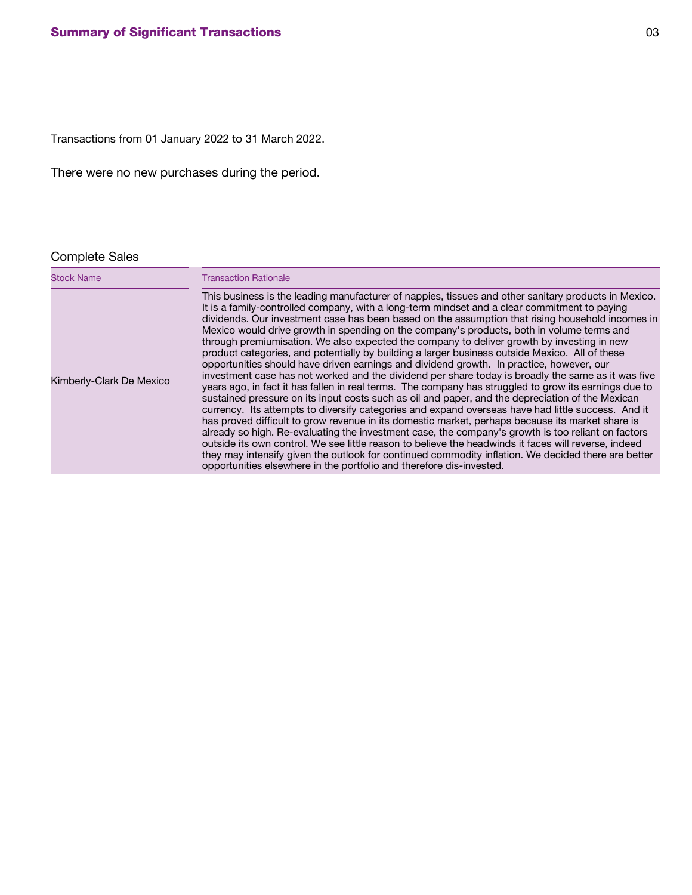## Summary of Significant Transactions

Transactions from 01 January 2022 to 31 March 2022.

There were no new purchases during the period.

### Complete Sales

| Stock Name | Transaction Rationale |
| --- | --- |
| Kimberly-Clark De Mexico | This business is the leading manufacturer of nappies, tissues and other sanitary products in Mexico. It is a family-controlled company, with a long-term mindset and a clear commitment to paying dividends. Our investment case has been based on the assumption that rising household incomes in Mexico would drive growth in spending on the company's products, both in volume terms and through premiumisation. We also expected the company to deliver growth by investing in new product categories, and potentially by building a larger business outside Mexico. All of these opportunities should have driven earnings and dividend growth. In practice, however, our investment case has not worked and the dividend per share today is broadly the same as it was five years ago, in fact it has fallen in real terms. The company has struggled to grow its earnings due to sustained pressure on its input costs such as oil and paper, and the depreciation of the Mexican currency. Its attempts to diversify categories and expand overseas have had little success. And it has proved difficult to grow revenue in its domestic market, perhaps because its market share is already so high. Re-evaluating the investment case, the company's growth is too reliant on factors outside its own control. We see little reason to believe the headwinds it faces will reverse, indeed they may intensify given the outlook for continued commodity inflation. We decided there are better opportunities elsewhere in the portfolio and therefore dis-invested. |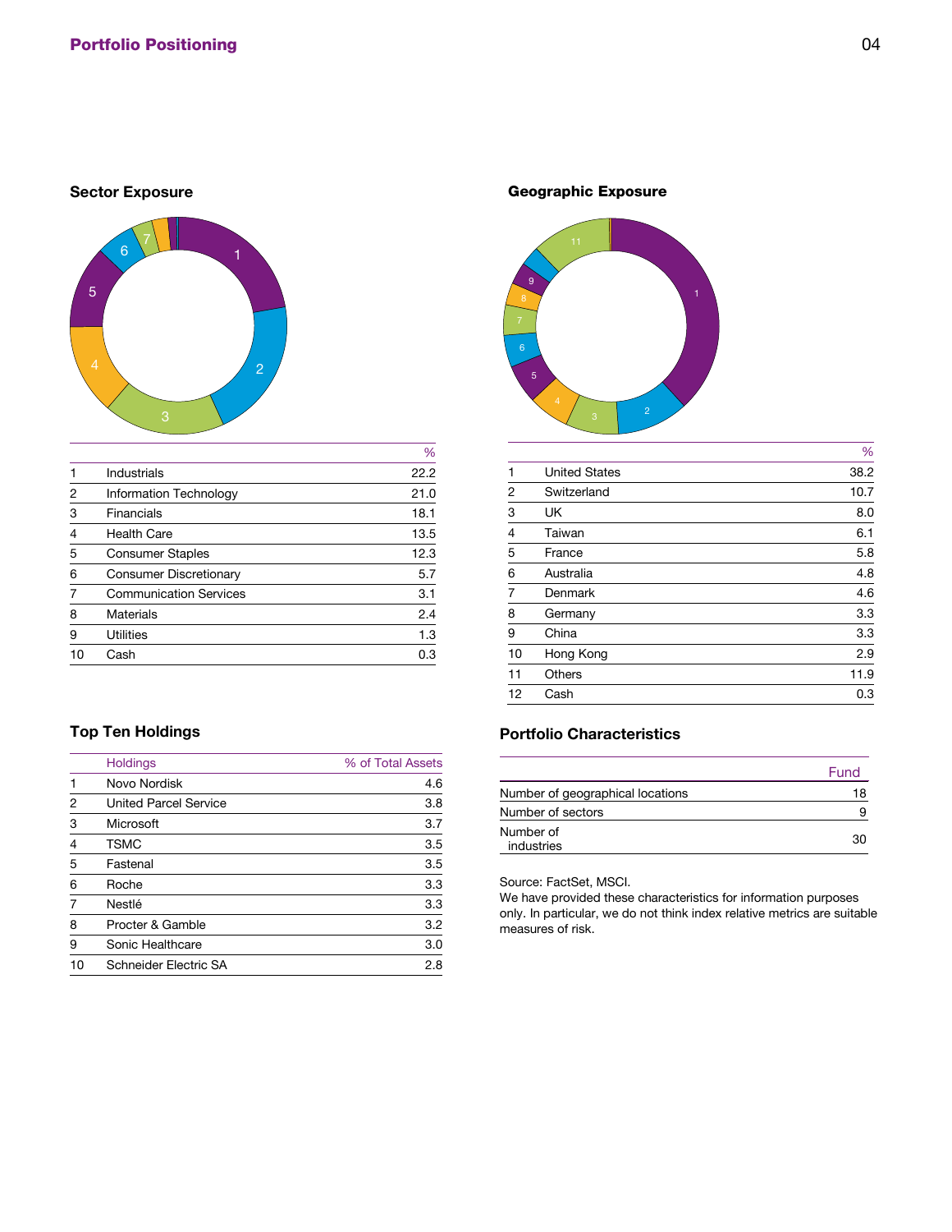## Portfolio Positioning

### Sector Exposure

| | | % |
|---|---|---|
| 1 | Industrials | 22.2 |
| 2 | Information Technology | 21.0 |
| 3 | Financials | 18.1 |
| 4 | Health Care | 13.5 |
| 5 | Consumer Staples | 12.3 |
| 6 | Consumer Discretionary | 5.7 |
| 7 | Communication Services | 3.1 |
| 8 | Materials | 2.4 |
| 9 | Utilities | 1.3 |
| 10 | Cash | 0.3 |

### Geographic Exposure

| | | % |
|---|---|---|
| 1 | United States | 38.2 |
| 2 | Switzerland | 10.7 |
| 3 | UK | 8.0 |
| 4 | Taiwan | 6.1 |
| 5 | France | 5.8 |
| 6 | Australia | 4.8 |
| 7 | Denmark | 4.6 |
| 8 | Germany | 3.3 |
| 9 | China | 3.3 |
| 10 | Hong Kong | 2.9 |
| 11 | Others | 11.9 |
| 12 | Cash | 0.3 |

### Top Ten Holdings

| | Holdings | % of Total Assets |
|---|---|---|
| 1 | Novo Nordisk | 4.6 |
| 2 | United Parcel Service | 3.8 |
| 3 | Microsoft | 3.7 |
| 4 | TSMC | 3.5 |
| 5 | Fastenal | 3.5 |
| 6 | Roche | 3.3 |
| 7 | Nestlé | 3.3 |
| 8 | Procter & Gamble | 3.2 |
| 9 | Sonic Healthcare | 3.0 |
| 10 | Schneider Electric SA | 2.8 |

### Portfolio Characteristics

| | Fund |
|---|---|
| Number of geographical locations | 18 |
| Number of sectors | 9 |
| Number of industries | 30 |

Source: FactSet, MSCI.
We have provided these characteristics for information purposes only. In particular, we do not think index relative metrics are suitable measures of risk.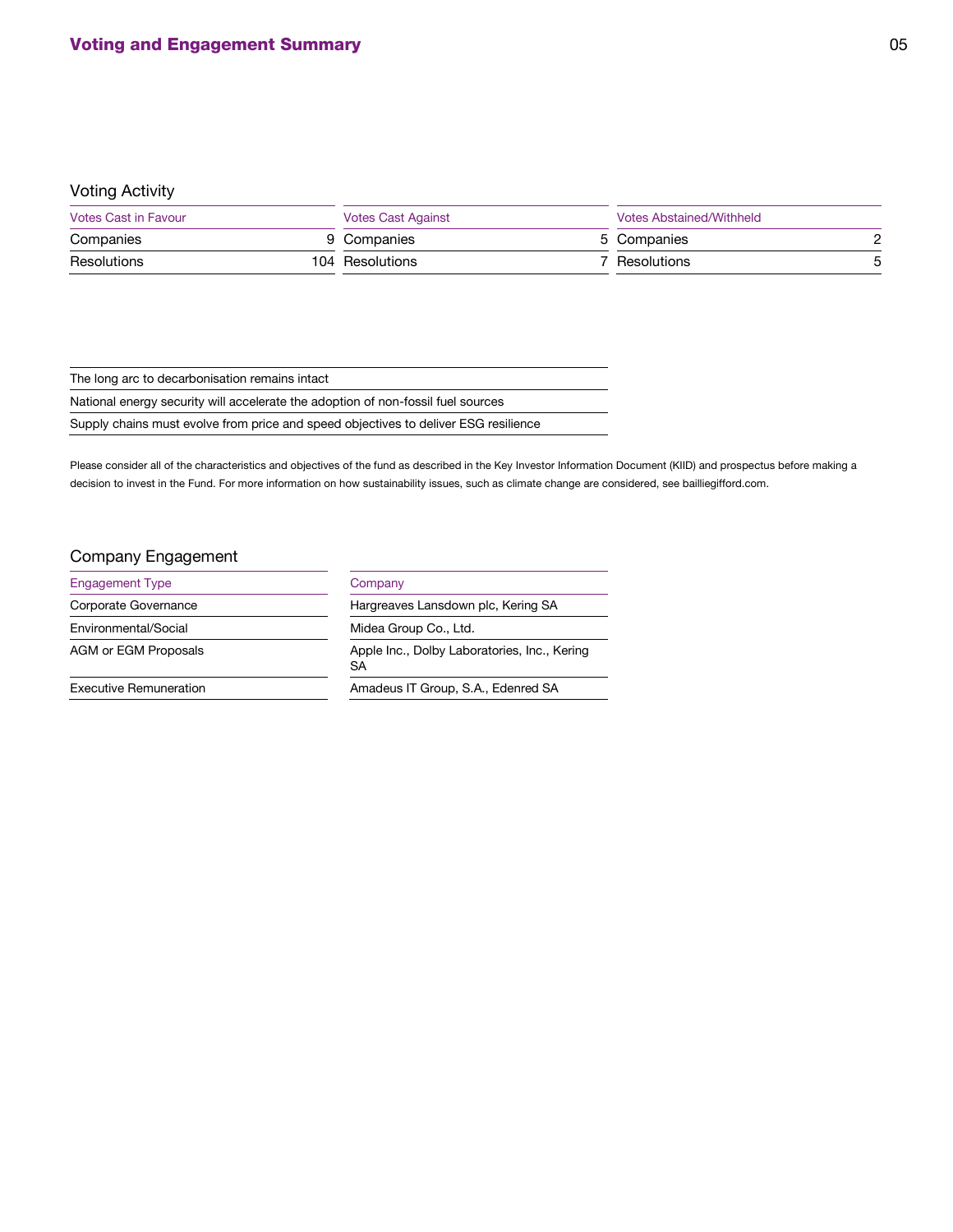## Voting and Engagement Summary

### Voting Activity

| Votes Cast in Favour | | Votes Cast Against | | Votes Abstained/Withheld | |
|---|---|---|---|---|---|
| Companies | 9 | Companies | 5 | Companies | 2 |
| Resolutions | 104 | Resolutions | 7 | Resolutions | 5 |

| |
|---|
| The long arc to decarbonisation remains intact |
| National energy security will accelerate the adoption of non-fossil fuel sources |
| Supply chains must evolve from price and speed objectives to deliver ESG resilience |

Please consider all of the characteristics and objectives of the fund as described in the Key Investor Information Document (KIID) and prospectus before making a decision to invest in the Fund. For more information on how sustainability issues, such as climate change are considered, see bailliegifford.com.

### Company Engagement

| Engagement Type | Company |
|---|---|
| Corporate Governance | Hargreaves Lansdown plc, Kering SA |
| Environmental/Social | Midea Group Co., Ltd. |
| AGM or EGM Proposals | Apple Inc., Dolby Laboratories, Inc., Kering SA |
| Executive Remuneration | Amadeus IT Group, S.A., Edenred SA |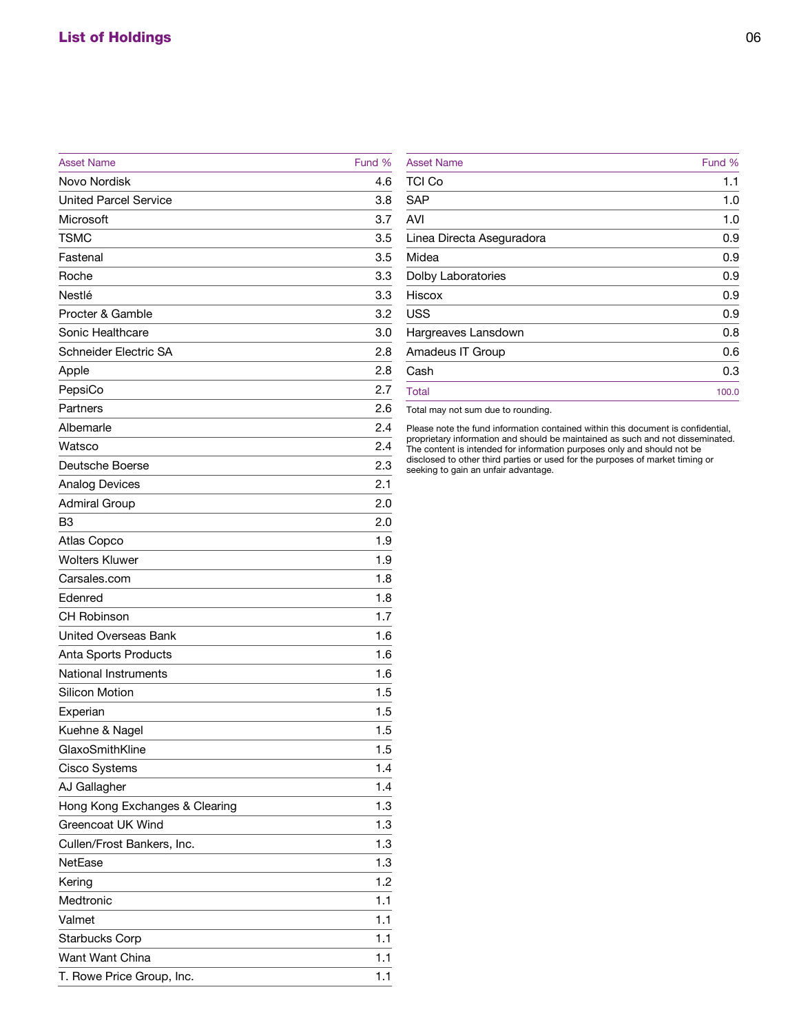## List of Holdings

| Asset Name | Fund % |
|---|---|
| Novo Nordisk | 4.6 |
| United Parcel Service | 3.8 |
| Microsoft | 3.7 |
| TSMC | 3.5 |
| Fastenal | 3.5 |
| Roche | 3.3 |
| Nestlé | 3.3 |
| Procter & Gamble | 3.2 |
| Sonic Healthcare | 3.0 |
| Schneider Electric SA | 2.8 |
| Apple | 2.8 |
| PepsiCo | 2.7 |
| Partners | 2.6 |
| Albemarle | 2.4 |
| Watsco | 2.4 |
| Deutsche Boerse | 2.3 |
| Analog Devices | 2.1 |
| Admiral Group | 2.0 |
| B3 | 2.0 |
| Atlas Copco | 1.9 |
| Wolters Kluwer | 1.9 |
| Carsales.com | 1.8 |
| Edenred | 1.8 |
| CH Robinson | 1.7 |
| United Overseas Bank | 1.6 |
| Anta Sports Products | 1.6 |
| National Instruments | 1.6 |
| Silicon Motion | 1.5 |
| Experian | 1.5 |
| Kuehne & Nagel | 1.5 |
| GlaxoSmithKline | 1.5 |
| Cisco Systems | 1.4 |
| AJ Gallagher | 1.4 |
| Hong Kong Exchanges & Clearing | 1.3 |
| Greencoat UK Wind | 1.3 |
| Cullen/Frost Bankers, Inc. | 1.3 |
| NetEase | 1.3 |
| Kering | 1.2 |
| Medtronic | 1.1 |
| Valmet | 1.1 |
| Starbucks Corp | 1.1 |
| Want Want China | 1.1 |
| T. Rowe Price Group, Inc. | 1.1 |
| TCI Co | 1.1 |
| SAP | 1.0 |
| AVI | 1.0 |
| Linea Directa Aseguradora | 0.9 |
| Midea | 0.9 |
| Dolby Laboratories | 0.9 |
| Hiscox | 0.9 |
| USS | 0.9 |
| Hargreaves Lansdown | 0.8 |
| Amadeus IT Group | 0.6 |
| Cash | 0.3 |
| Total | 100.0 |

Total may not sum due to rounding.

Please note the fund information contained within this document is confidential, proprietary information and should be maintained as such and not disseminated. The content is intended for information purposes only and should not be disclosed to other third parties or used for the purposes of market timing or seeking to gain an unfair advantage.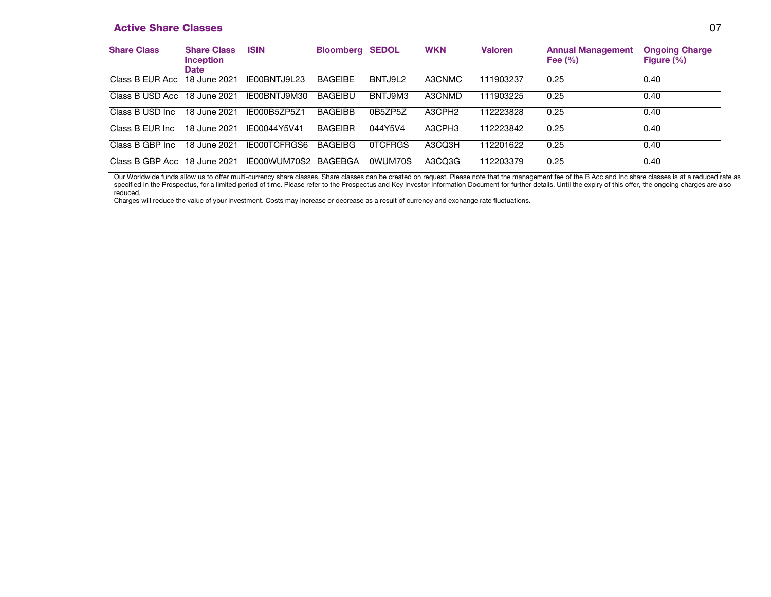## Active Share Classes

| Share Class | Share Class Inception Date | ISIN | Bloomberg | SEDOL | WKN | Valoren | Annual Management Fee (%) | Ongoing Charge Figure (%) |
|---|---|---|---|---|---|---|---|---|
| Class B EUR Acc | 18 June 2021 | IE00BNTJ9L23 | BAGEIBE | BNTJ9L2 | A3CNMC | 111903237 | 0.25 | 0.40 |
| Class B USD Acc | 18 June 2021 | IE00BNTJ9M30 | BAGEIBU | BNTJ9M3 | A3CNMD | 111903225 | 0.25 | 0.40 |
| Class B USD Inc | 18 June 2021 | IE000B5ZP5Z1 | BAGEIBB | 0B5ZP5Z | A3CPH2 | 112223828 | 0.25 | 0.40 |
| Class B EUR Inc | 18 June 2021 | IE00044Y5V41 | BAGEIBR | 044Y5V4 | A3CPH3 | 112223842 | 0.25 | 0.40 |
| Class B GBP Inc | 18 June 2021 | IE000TCFRGS6 | BAGEIBG | 0TCFRGS | A3CQ3H | 112201622 | 0.25 | 0.40 |
| Class B GBP Acc | 18 June 2021 | IE000WUM70S2 | BAGEBGA | 0WUM70S | A3CQ3G | 112203379 | 0.25 | 0.40 |

Our Worldwide funds allow us to offer multi-currency share classes. Share classes can be created on request. Please note that the management fee of the B Acc and Inc share classes is at a reduced rate as specified in the Prospectus, for a limited period of time. Please refer to the Prospectus and Key Investor Information Document for further details. Until the expiry of this offer, the ongoing charges are also reduced.

Charges will reduce the value of your investment. Costs may increase or decrease as a result of currency and exchange rate fluctuations.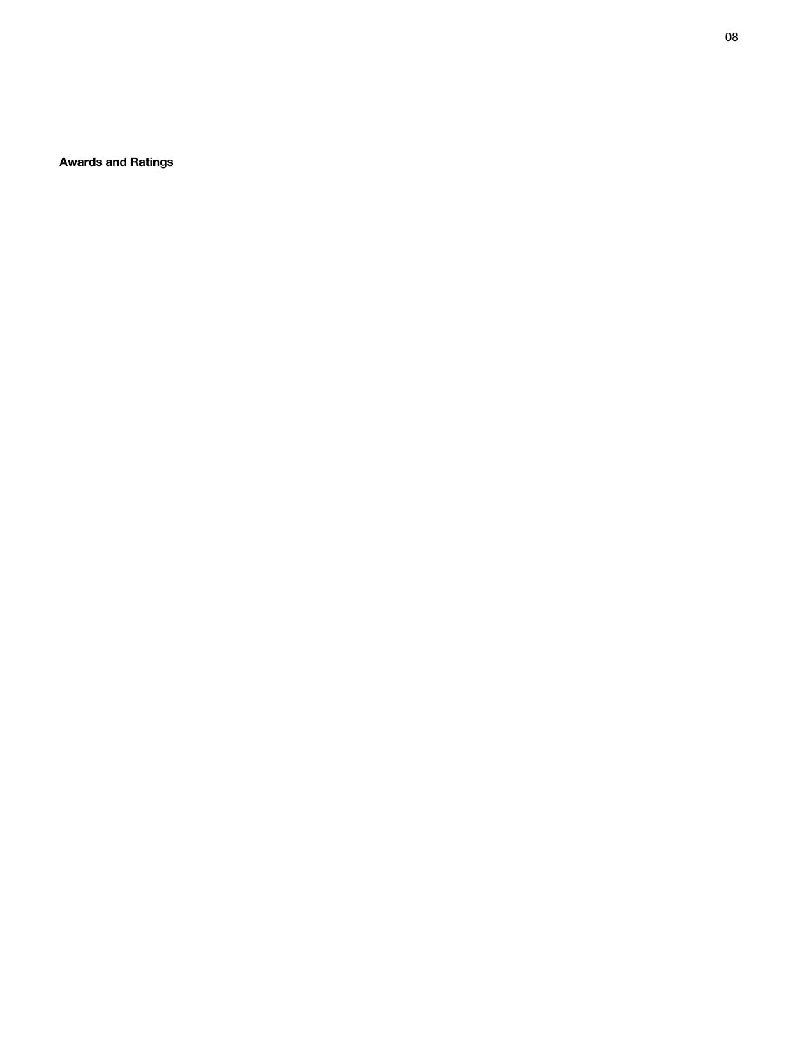**Awards and Ratings**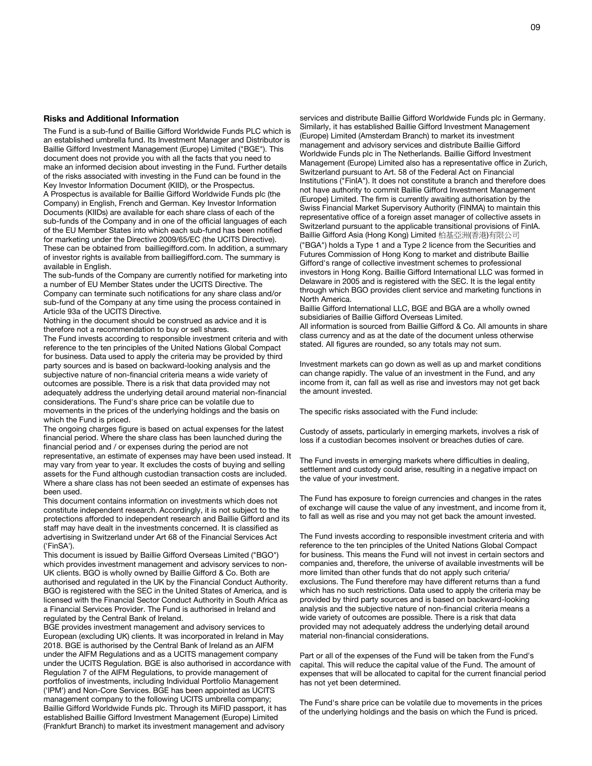### Risks and Additional Information

The Fund is a sub-fund of Baillie Gifford Worldwide Funds PLC which is an established umbrella fund. Its Investment Manager and Distributor is Baillie Gifford Investment Management (Europe) Limited ("BGE"). This document does not provide you with all the facts that you need to make an informed decision about investing in the Fund. Further details of the risks associated with investing in the Fund can be found in the Key Investor Information Document (KIID), or the Prospectus.

A Prospectus is available for Baillie Gifford Worldwide Funds plc (the Company) in English, French and German. Key Investor Information Documents (KIIDs) are available for each share class of each of the sub-funds of the Company and in one of the official languages of each of the EU Member States into which each sub-fund has been notified for marketing under the Directive 2009/65/EC (the UCITS Directive). These can be obtained from bailliegifford.com. In addition, a summary of investor rights is available from bailliegifford.com. The summary is available in English.

The sub-funds of the Company are currently notified for marketing into a number of EU Member States under the UCITS Directive. The Company can terminate such notifications for any share class and/or sub-fund of the Company at any time using the process contained in Article 93a of the UCITS Directive.

Nothing in the document should be construed as advice and it is therefore not a recommendation to buy or sell shares.

The Fund invests according to responsible investment criteria and with reference to the ten principles of the United Nations Global Compact for business. Data used to apply the criteria may be provided by third party sources and is based on backward-looking analysis and the subjective nature of non-financial criteria means a wide variety of outcomes are possible. There is a risk that data provided may not adequately address the underlying detail around material non-financial considerations. The Fund's share price can be volatile due to movements in the prices of the underlying holdings and the basis on which the Fund is priced.

The ongoing charges figure is based on actual expenses for the latest financial period. Where the share class has been launched during the financial period and / or expenses during the period are not representative, an estimate of expenses may have been used instead. It may vary from year to year. It excludes the costs of buying and selling assets for the Fund although custodian transaction costs are included. Where a share class has not been seeded an estimate of expenses has been used.

This document contains information on investments which does not constitute independent research. Accordingly, it is not subject to the protections afforded to independent research and Baillie Gifford and its staff may have dealt in the investments concerned. It is classified as advertising in Switzerland under Art 68 of the Financial Services Act ('FinSA').

This document is issued by Baillie Gifford Overseas Limited ("BGO") which provides investment management and advisory services to non-UK clients. BGO is wholly owned by Baillie Gifford & Co. Both are authorised and regulated in the UK by the Financial Conduct Authority. BGO is registered with the SEC in the United States of America, and is licensed with the Financial Sector Conduct Authority in South Africa as a Financial Services Provider. The Fund is authorised in Ireland and regulated by the Central Bank of Ireland.

BGE provides investment management and advisory services to European (excluding UK) clients. It was incorporated in Ireland in May 2018. BGE is authorised by the Central Bank of Ireland as an AIFM under the AIFM Regulations and as a UCITS management company under the UCITS Regulation. BGE is also authorised in accordance with Regulation 7 of the AIFM Regulations, to provide management of portfolios of investments, including Individual Portfolio Management ('IPM') and Non-Core Services. BGE has been appointed as UCITS management company to the following UCITS umbrella company; Baillie Gifford Worldwide Funds plc. Through its MiFID passport, it has established Baillie Gifford Investment Management (Europe) Limited (Frankfurt Branch) to market its investment management and advisory services and distribute Baillie Gifford Worldwide Funds plc in Germany. Similarly, it has established Baillie Gifford Investment Management (Europe) Limited (Amsterdam Branch) to market its investment management and advisory services and distribute Baillie Gifford Worldwide Funds plc in The Netherlands. Baillie Gifford Investment Management (Europe) Limited also has a representative office in Zurich, Switzerland pursuant to Art. 58 of the Federal Act on Financial Institutions ("FinIA"). It does not constitute a branch and therefore does not have authority to commit Baillie Gifford Investment Management (Europe) Limited. The firm is currently awaiting authorisation by the Swiss Financial Market Supervisory Authority (FINMA) to maintain this representative office of a foreign asset manager of collective assets in Switzerland pursuant to the applicable transitional provisions of FinIA.

Baillie Gifford Asia (Hong Kong) Limited 柏基亞洲(香港)有限公司 ("BGA") holds a Type 1 and a Type 2 licence from the Securities and Futures Commission of Hong Kong to market and distribute Baillie Gifford's range of collective investment schemes to professional investors in Hong Kong. Baillie Gifford International LLC was formed in Delaware in 2005 and is registered with the SEC. It is the legal entity through which BGO provides client service and marketing functions in North America.

Baillie Gifford International LLC, BGE and BGA are a wholly owned subsidiaries of Baillie Gifford Overseas Limited.

All information is sourced from Baillie Gifford & Co. All amounts in share class currency and as at the date of the document unless otherwise stated. All figures are rounded, so any totals may not sum.

Investment markets can go down as well as up and market conditions can change rapidly. The value of an investment in the Fund, and any income from it, can fall as well as rise and investors may not get back the amount invested.

The specific risks associated with the Fund include:

Custody of assets, particularly in emerging markets, involves a risk of loss if a custodian becomes insolvent or breaches duties of care.

The Fund invests in emerging markets where difficulties in dealing, settlement and custody could arise, resulting in a negative impact on the value of your investment.

The Fund has exposure to foreign currencies and changes in the rates of exchange will cause the value of any investment, and income from it, to fall as well as rise and you may not get back the amount invested.

The Fund invests according to responsible investment criteria and with reference to the ten principles of the United Nations Global Compact for business. This means the Fund will not invest in certain sectors and companies and, therefore, the universe of available investments will be more limited than other funds that do not apply such criteria/ exclusions. The Fund therefore may have different returns than a fund which has no such restrictions. Data used to apply the criteria may be provided by third party sources and is based on backward-looking analysis and the subjective nature of non-financial criteria means a wide variety of outcomes are possible. There is a risk that data provided may not adequately address the underlying detail around material non-financial considerations.

Part or all of the expenses of the Fund will be taken from the Fund's capital. This will reduce the capital value of the Fund. The amount of expenses that will be allocated to capital for the current financial period has not yet been determined.

The Fund's share price can be volatile due to movements in the prices of the underlying holdings and the basis on which the Fund is priced.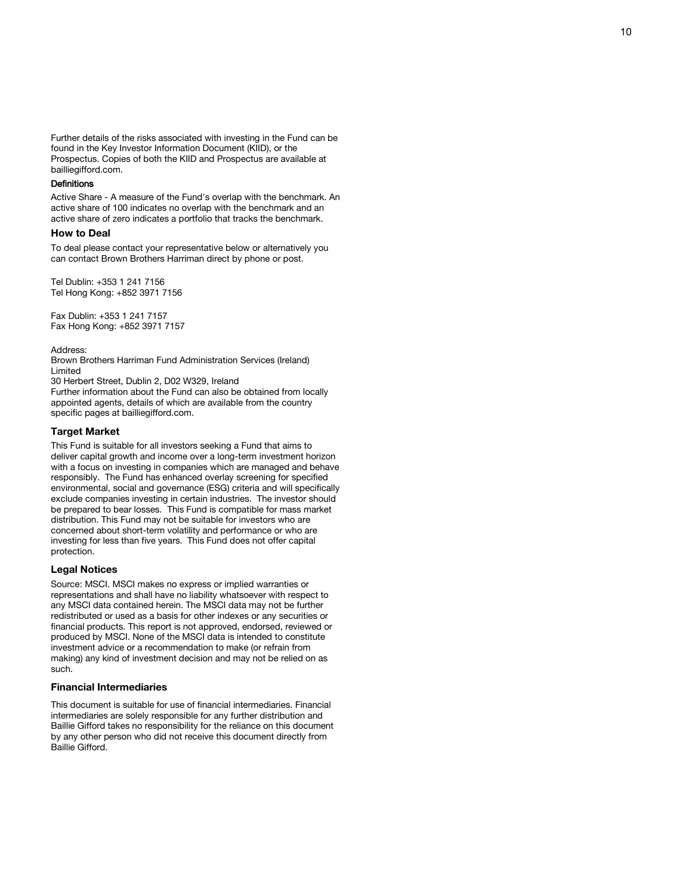Further details of the risks associated with investing in the Fund can be found in the Key Investor Information Document (KIID), or the Prospectus. Copies of both the KIID and Prospectus are available at bailliegifford.com.

#### Definitions

Active Share - A measure of the Fund's overlap with the benchmark. An active share of 100 indicates no overlap with the benchmark and an active share of zero indicates a portfolio that tracks the benchmark.

### How to Deal

To deal please contact your representative below or alternatively you can contact Brown Brothers Harriman direct by phone or post.

Tel Dublin: +353 1 241 7156
Tel Hong Kong: +852 3971 7156

Fax Dublin: +353 1 241 7157
Fax Hong Kong: +852 3971 7157

Address:
Brown Brothers Harriman Fund Administration Services (Ireland) Limited
30 Herbert Street, Dublin 2, D02 W329, Ireland
Further information about the Fund can also be obtained from locally appointed agents, details of which are available from the country specific pages at bailliegifford.com.

### Target Market

This Fund is suitable for all investors seeking a Fund that aims to deliver capital growth and income over a long-term investment horizon with a focus on investing in companies which are managed and behave responsibly. The Fund has enhanced overlay screening for specified environmental, social and governance (ESG) criteria and will specifically exclude companies investing in certain industries. The investor should be prepared to bear losses. This Fund is compatible for mass market distribution. This Fund may not be suitable for investors who are concerned about short-term volatility and performance or who are investing for less than five years. This Fund does not offer capital protection.

### Legal Notices

Source: MSCI. MSCI makes no express or implied warranties or representations and shall have no liability whatsoever with respect to any MSCI data contained herein. The MSCI data may not be further redistributed or used as a basis for other indexes or any securities or financial products. This report is not approved, endorsed, reviewed or produced by MSCI. None of the MSCI data is intended to constitute investment advice or a recommendation to make (or refrain from making) any kind of investment decision and may not be relied on as such.

### Financial Intermediaries

This document is suitable for use of financial intermediaries. Financial intermediaries are solely responsible for any further distribution and Baillie Gifford takes no responsibility for the reliance on this document by any other person who did not receive this document directly from Baillie Gifford.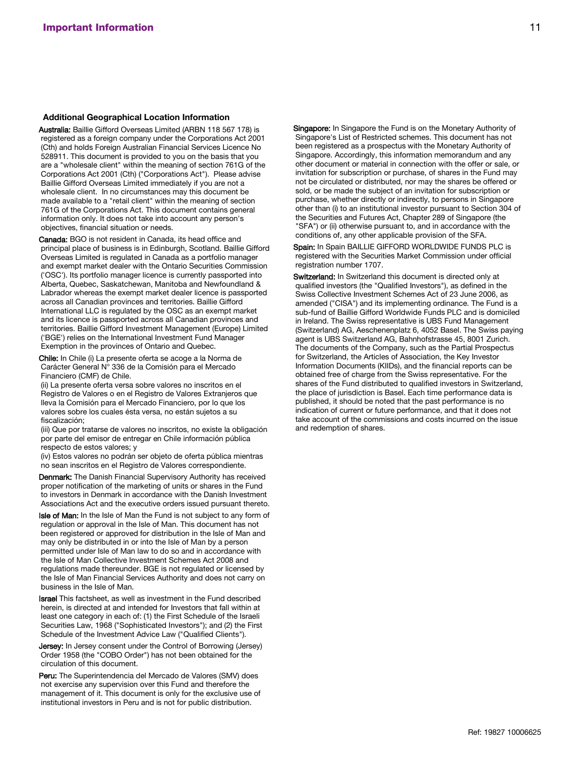## Important Information

### Additional Geographical Location Information

**Australia:** Baillie Gifford Overseas Limited (ARBN 118 567 178) is registered as a foreign company under the Corporations Act 2001 (Cth) and holds Foreign Australian Financial Services Licence No 528911. This document is provided to you on the basis that you are a "wholesale client" within the meaning of section 761G of the Corporations Act 2001 (Cth) ("Corporations Act"). Please advise Baillie Gifford Overseas Limited immediately if you are not a wholesale client. In no circumstances may this document be made available to a "retail client" within the meaning of section 761G of the Corporations Act. This document contains general information only. It does not take into account any person's objectives, financial situation or needs.

**Canada:** BGO is not resident in Canada, its head office and principal place of business is in Edinburgh, Scotland. Baillie Gifford Overseas Limited is regulated in Canada as a portfolio manager and exempt market dealer with the Ontario Securities Commission ('OSC'). Its portfolio manager licence is currently passported into Alberta, Quebec, Saskatchewan, Manitoba and Newfoundland & Labrador whereas the exempt market dealer licence is passported across all Canadian provinces and territories. Baillie Gifford International LLC is regulated by the OSC as an exempt market and its licence is passported across all Canadian provinces and territories. Baillie Gifford Investment Management (Europe) Limited ('BGE') relies on the International Investment Fund Manager Exemption in the provinces of Ontario and Quebec.

**Chile:** In Chile (i) La presente oferta se acoge a la Norma de Carácter General N° 336 de la Comisión para el Mercado Financiero (CMF) de Chile.

(ii) La presente oferta versa sobre valores no inscritos en el Registro de Valores o en el Registro de Valores Extranjeros que lleva la Comisión para el Mercado Financiero, por lo que los valores sobre los cuales ésta versa, no están sujetos a su fiscalización;

(iii) Que por tratarse de valores no inscritos, no existe la obligación por parte del emisor de entregar en Chile información pública respecto de estos valores; y

(iv) Estos valores no podrán ser objeto de oferta pública mientras no sean inscritos en el Registro de Valores correspondiente.

**Denmark:** The Danish Financial Supervisory Authority has received proper notification of the marketing of units or shares in the Fund to investors in Denmark in accordance with the Danish Investment Associations Act and the executive orders issued pursuant thereto.

**Isle of Man:** In the Isle of Man the Fund is not subject to any form of regulation or approval in the Isle of Man. This document has not been registered or approved for distribution in the Isle of Man and may only be distributed in or into the Isle of Man by a person permitted under Isle of Man law to do so and in accordance with the Isle of Man Collective Investment Schemes Act 2008 and regulations made thereunder. BGE is not regulated or licensed by the Isle of Man Financial Services Authority and does not carry on business in the Isle of Man.

**Israel** This factsheet, as well as investment in the Fund described herein, is directed at and intended for Investors that fall within at least one category in each of: (1) the First Schedule of the Israeli Securities Law, 1968 ("Sophisticated Investors"); and (2) the First Schedule of the Investment Advice Law ("Qualified Clients").

**Jersey:** In Jersey consent under the Control of Borrowing (Jersey) Order 1958 (the "COBO Order") has not been obtained for the circulation of this document.

**Peru:** The Superintendencia del Mercado de Valores (SMV) does not exercise any supervision over this Fund and therefore the management of it. This document is only for the exclusive use of institutional investors in Peru and is not for public distribution.

**Singapore:** In Singapore the Fund is on the Monetary Authority of Singapore's List of Restricted schemes. This document has not been registered as a prospectus with the Monetary Authority of Singapore. Accordingly, this information memorandum and any other document or material in connection with the offer or sale, or invitation for subscription or purchase, of shares in the Fund may not be circulated or distributed, nor may the shares be offered or sold, or be made the subject of an invitation for subscription or purchase, whether directly or indirectly, to persons in Singapore other than (i) to an institutional investor pursuant to Section 304 of the Securities and Futures Act, Chapter 289 of Singapore (the "SFA") or (ii) otherwise pursuant to, and in accordance with the conditions of, any other applicable provision of the SFA.

**Spain:** In Spain BAILLIE GIFFORD WORLDWIDE FUNDS PLC is registered with the Securities Market Commission under official registration number 1707.

**Switzerland:** In Switzerland this document is directed only at qualified investors (the "Qualified Investors"), as defined in the Swiss Collective Investment Schemes Act of 23 June 2006, as amended ("CISA") and its implementing ordinance. The Fund is a sub-fund of Baillie Gifford Worldwide Funds PLC and is domiciled in Ireland. The Swiss representative is UBS Fund Management (Switzerland) AG, Aeschenenplatz 6, 4052 Basel. The Swiss paying agent is UBS Switzerland AG, Bahnhofstrasse 45, 8001 Zurich. The documents of the Company, such as the Partial Prospectus for Switzerland, the Articles of Association, the Key Investor Information Documents (KIIDs), and the financial reports can be obtained free of charge from the Swiss representative. For the shares of the Fund distributed to qualified investors in Switzerland, the place of jurisdiction is Basel. Each time performance data is published, it should be noted that the past performance is no indication of current or future performance, and that it does not take account of the commissions and costs incurred on the issue and redemption of shares.

Ref: 19827 10006625